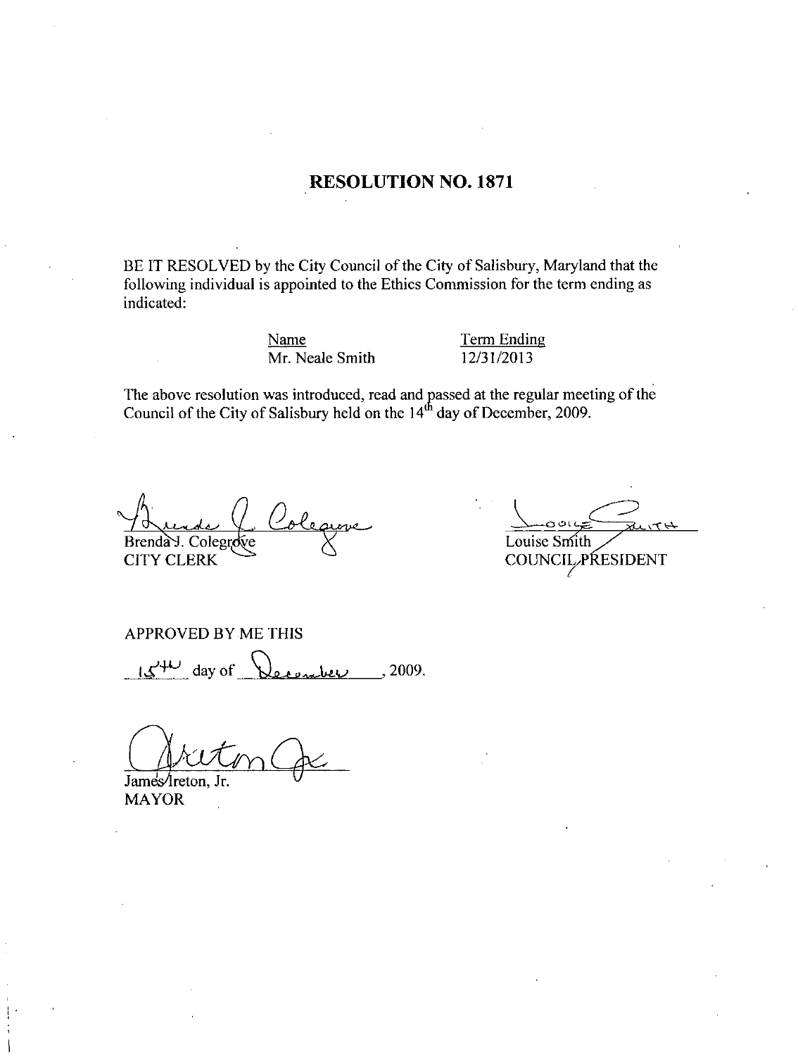# RESOLUTION NO. 1871

BE IT RESOLVED by the City Council of the City of Salisbury, Maryland that the following individual is appointed to the Ethics Commission for the term ending as indicated:

| Name | Term Ending |
| --- | --- |
| Mr. Neale Smith | 12/31/2013 |

The above resolution was introduced, read and passed at the regular meeting of the Council of the City of Salisbury held on the 14th day of December, 2009.

Brenda J. Colegrove
CITY CLERK

Louise Smith
COUNCIL PRESIDENT

APPROVED BY ME THIS

15th day of December, 2009.

James Ireton, Jr.
MAYOR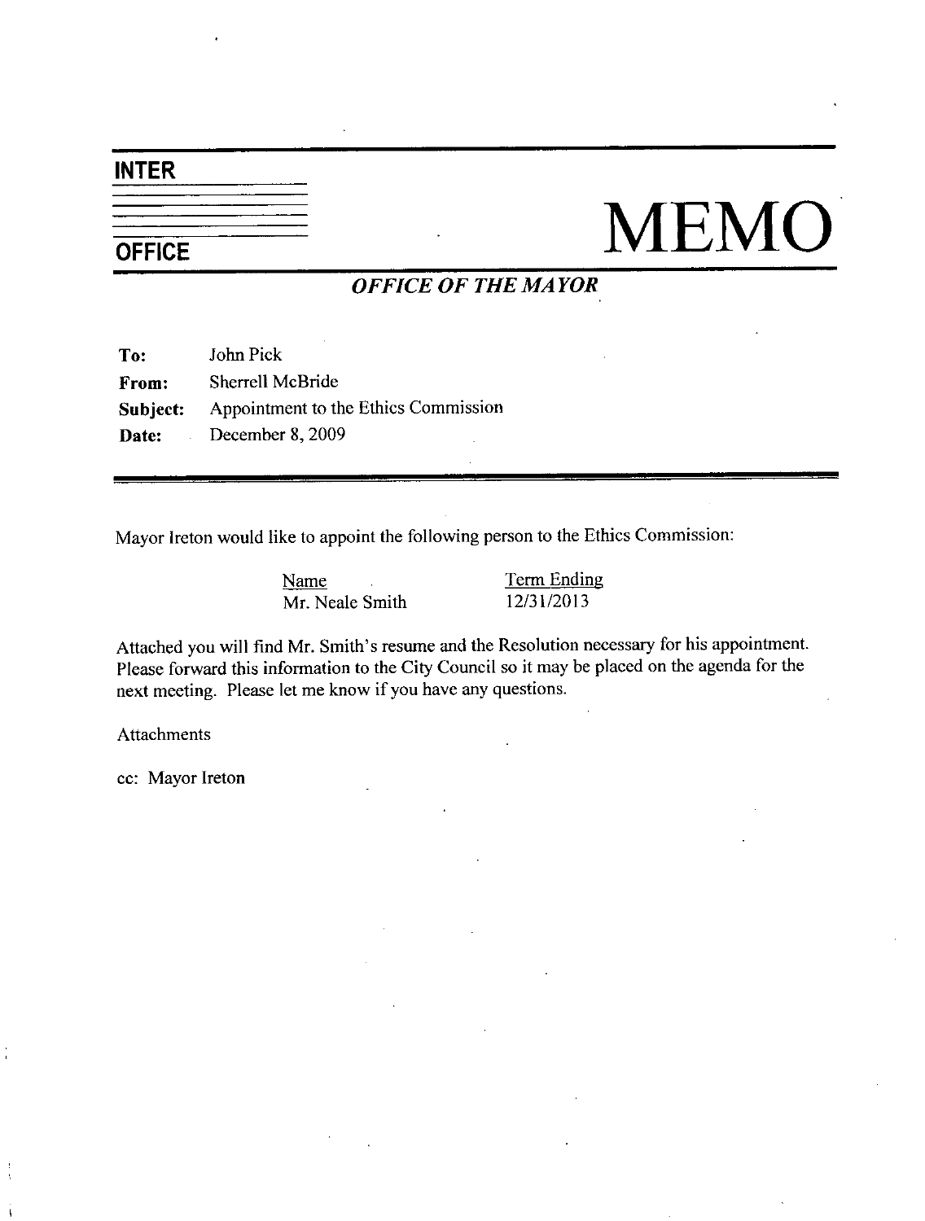**INTER OFFICE**

# MEMO

***OFFICE OF THE MAYOR***

| | |
|---|---|
| **To:** | John Pick |
| **From:** | Sherrell McBride |
| **Subject:** | Appointment to the Ethics Commission |
| **Date:** | December 8, 2009 |

Mayor Ireton would like to appoint the following person to the Ethics Commission:

| Name | Term Ending |
|---|---|
| Mr. Neale Smith | 12/31/2013 |

Attached you will find Mr. Smith's resume and the Resolution necessary for his appointment. Please forward this information to the City Council so it may be placed on the agenda for the next meeting. Please let me know if you have any questions.

Attachments

cc: Mayor Ireton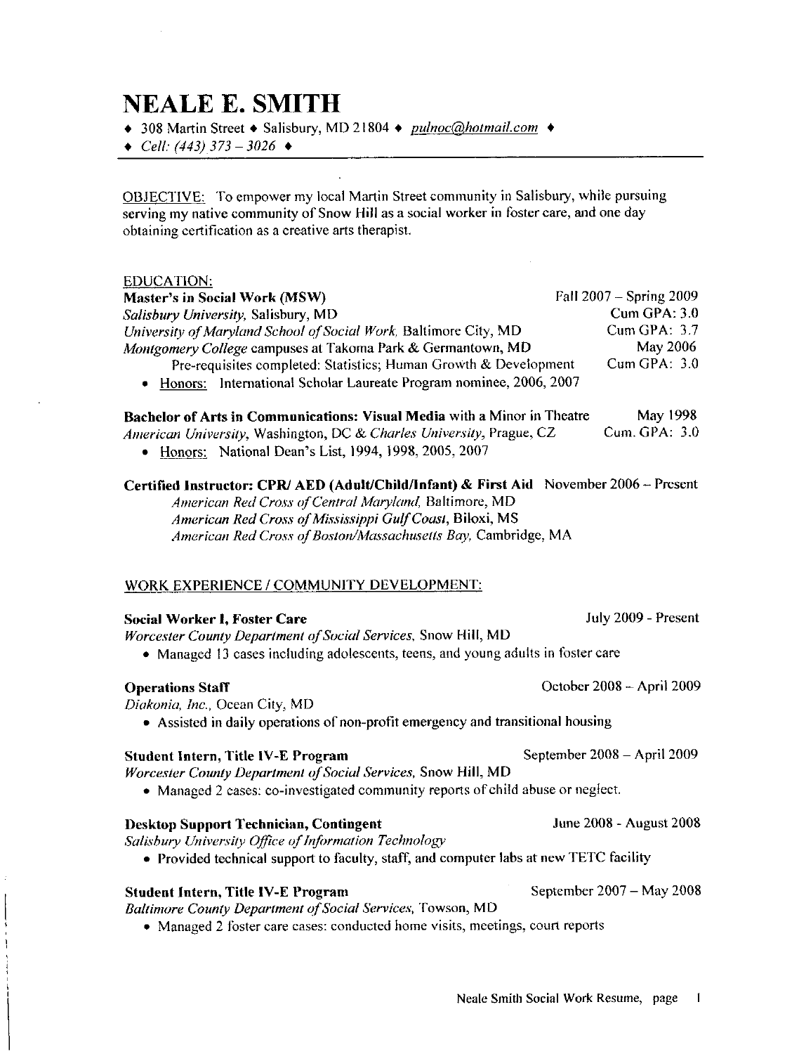# NEALE E. SMITH

♦ 308 Martin Street ♦ Salisbury, MD 21804 ♦ *pulnoc@hotmail.com* ♦
♦ *Cell: (443) 373 – 3026* ♦

OBJECTIVE: To empower my local Martin Street community in Salisbury, while pursuing serving my native community of Snow Hill as a social worker in foster care, and one day obtaining certification as a creative arts therapist.

## EDUCATION:

**Master's in Social Work (MSW)** — Fall 2007 – Spring 2009
*Salisbury University*, Salisbury, MD — Cum GPA: 3.0
*University of Maryland School of Social Work*, Baltimore City, MD — Cum GPA: 3.7
*Montgomery College* campuses at Takoma Park & Germantown, MD — May 2006
Pre-requisites completed: Statistics; Human Growth & Development — Cum GPA: 3.0

- Honors: International Scholar Laureate Program nominee, 2006, 2007

**Bachelor of Arts in Communications: Visual Media** with a Minor in Theatre — May 1998
*American University*, Washington, DC & *Charles University*, Prague, CZ — Cum. GPA: 3.0

- Honors: National Dean's List, 1994, 1998, 2005, 2007

**Certified Instructor: CPR/ AED (Adult/Child/Infant) & First Aid** — November 2006 – Present
*American Red Cross of Central Maryland*, Baltimore, MD
*American Red Cross of Mississippi Gulf Coast*, Biloxi, MS
*American Red Cross of Boston/Massachusetts Bay*, Cambridge, MA

## WORK EXPERIENCE / COMMUNITY DEVELOPMENT:

**Social Worker I, Foster Care** — July 2009 - Present
*Worcester County Department of Social Services*, Snow Hill, MD

- Managed 13 cases including adolescents, teens, and young adults in foster care

**Operations Staff** — October 2008 – April 2009
*Diakonia, Inc.*, Ocean City, MD

- Assisted in daily operations of non-profit emergency and transitional housing

**Student Intern, Title IV-E Program** — September 2008 – April 2009
*Worcester County Department of Social Services*, Snow Hill, MD

- Managed 2 cases: co-investigated community reports of child abuse or neglect.

**Desktop Support Technician, Contingent** — June 2008 - August 2008
*Salisbury University Office of Information Technology*

- Provided technical support to faculty, staff, and computer labs at new TETC facility

**Student Intern, Title IV-E Program** — September 2007 – May 2008
*Baltimore County Department of Social Services*, Towson, MD

- Managed 2 foster care cases: conducted home visits, meetings, court reports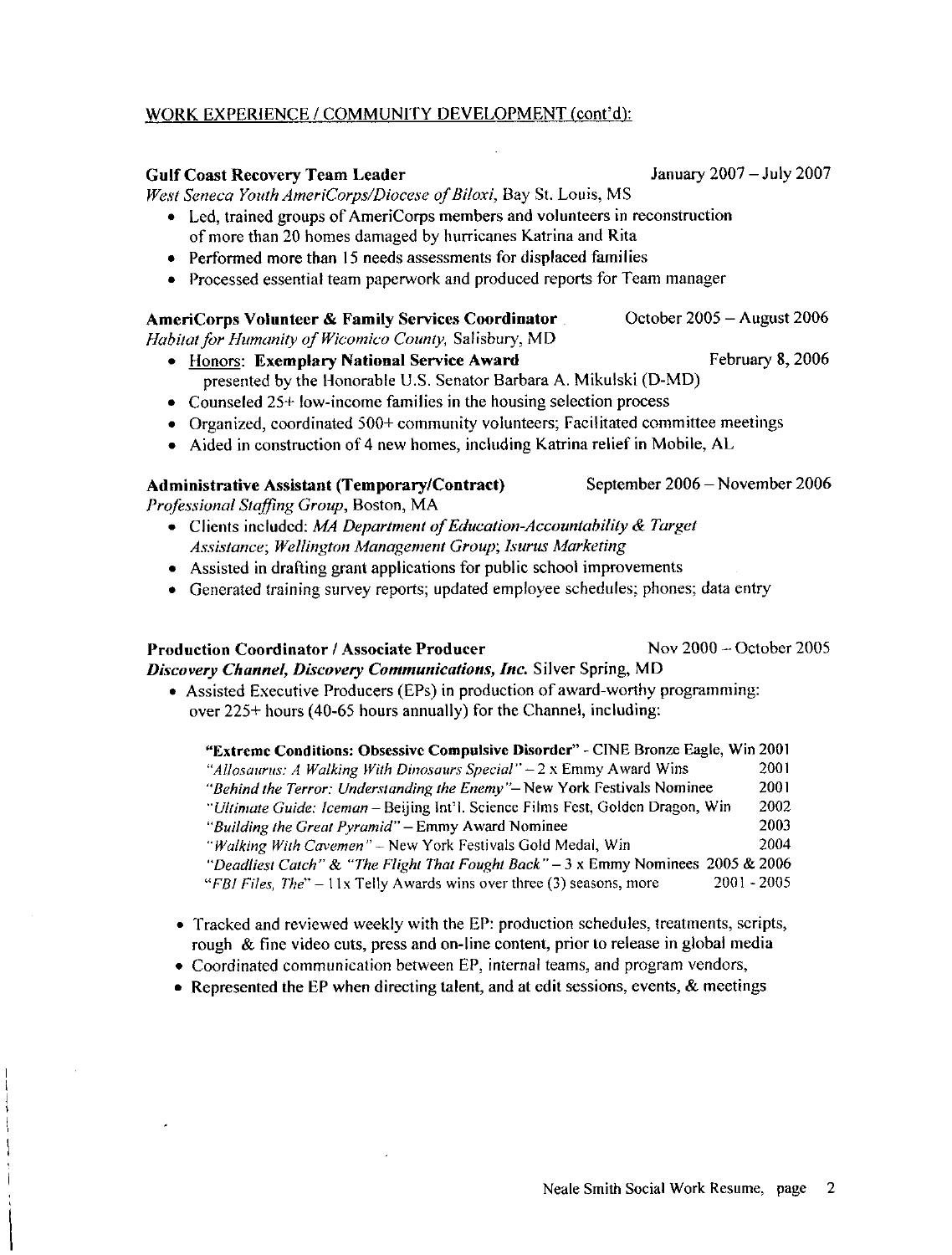## WORK EXPERIENCE / COMMUNITY DEVELOPMENT (cont'd):

**Gulf Coast Recovery Team Leader** January 2007 – July 2007
*West Seneca Youth AmeriCorps/Diocese of Biloxi,* Bay St. Louis, MS

- Led, trained groups of AmeriCorps members and volunteers in reconstruction of more than 20 homes damaged by hurricanes Katrina and Rita
- Performed more than 15 needs assessments for displaced families
- Processed essential team paperwork and produced reports for Team manager

**AmeriCorps Volunteer & Family Services Coordinator** October 2005 – August 2006
*Habitat for Humanity of Wicomico County,* Salisbury, MD

- Honors: **Exemplary National Service Award** February 8, 2006
  presented by the Honorable U.S. Senator Barbara A. Mikulski (D-MD)
- Counseled 25+ low-income families in the housing selection process
- Organized, coordinated 500+ community volunteers; Facilitated committee meetings
- Aided in construction of 4 new homes, including Katrina relief in Mobile, AL

**Administrative Assistant (Temporary/Contract)** September 2006 – November 2006
*Professional Staffing Group,* Boston, MA

- Clients included: *MA Department of Education-Accountability & Target Assistance*; *Wellington Management Group*; *Isurus Marketing*
- Assisted in drafting grant applications for public school improvements
- Generated training survey reports; updated employee schedules; phones; data entry

**Production Coordinator / Associate Producer** Nov 2000 – October 2005
***Discovery Channel, Discovery Communications, Inc.*** Silver Spring, MD

- Assisted Executive Producers (EPs) in production of award-worthy programming: over 225+ hours (40-65 hours annually) for the Channel, including:

| | |
|---|---|
| **"Extreme Conditions: Obsessive Compulsive Disorder"** - CINE Bronze Eagle, Win | 2001 |
| *"Allosaurus: A Walking With Dinosaurs Special"* – 2 x Emmy Award Wins | 2001 |
| *"Behind the Terror: Understanding the Enemy"* – New York Festivals Nominee | 2001 |
| *"Ultimate Guide: Iceman* – Beijing Int'l. Science Films Fest, Golden Dragon, Win | 2002 |
| *"Building the Great Pyramid"* – Emmy Award Nominee | 2003 |
| *"Walking With Cavemen"* – New York Festivals Gold Medal, Win | 2004 |
| *"Deadliest Catch"* & *"The Flight That Fought Back"* – 3 x Emmy Nominees | 2005 & 2006 |
| *"FBI Files, The"* – 11x Telly Awards wins over three (3) seasons, more | 2001 - 2005 |

- Tracked and reviewed weekly with the EP: production schedules, treatments, scripts, rough & fine video cuts, press and on-line content, prior to release in global media
- Coordinated communication between EP, internal teams, and program vendors,
- Represented the EP when directing talent, and at edit sessions, events, & meetings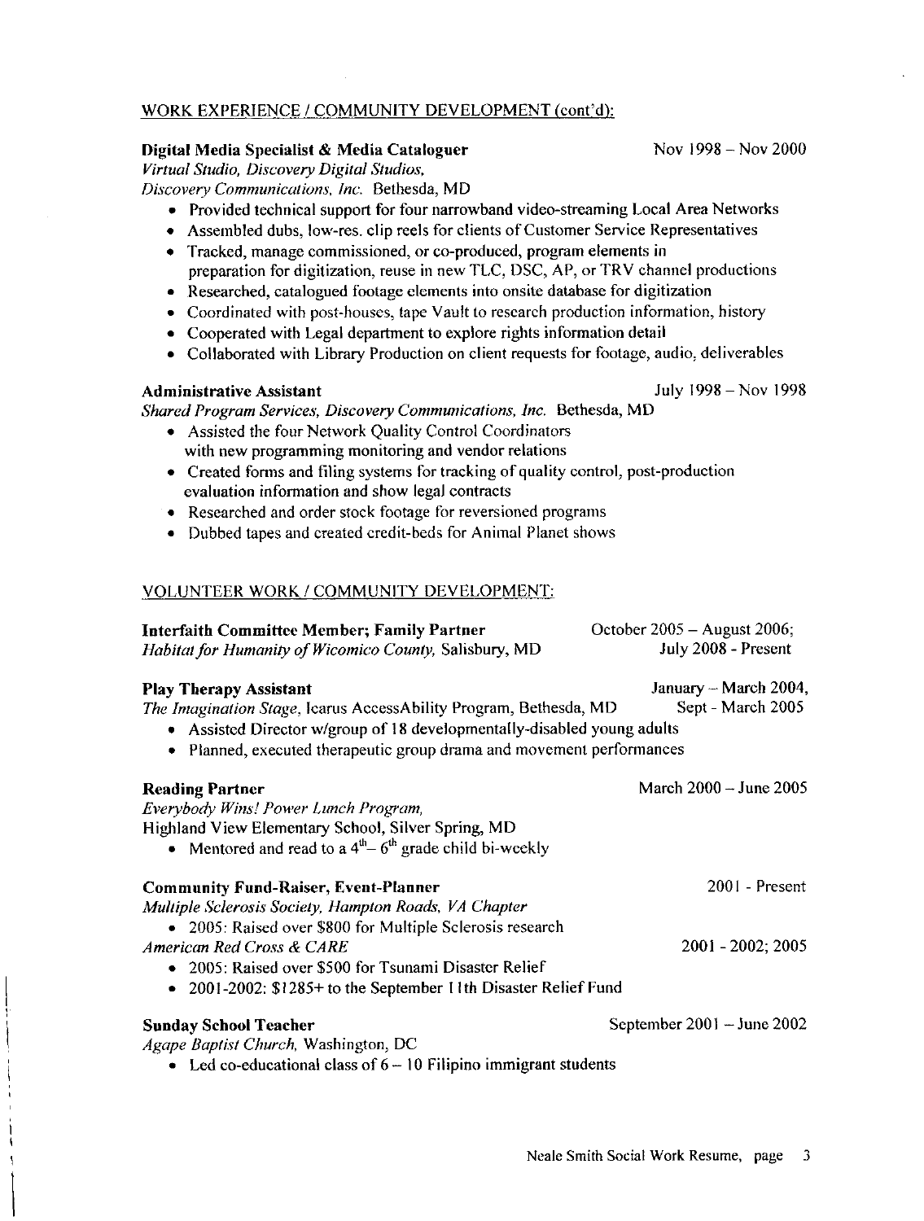## WORK EXPERIENCE / COMMUNITY DEVELOPMENT (cont'd):

**Digital Media Specialist & Media Cataloguer** — Nov 1998 – Nov 2000
*Virtual Studio, Discovery Digital Studios, Discovery Communications, Inc.* Bethesda, MD

- Provided technical support for four narrowband video-streaming Local Area Networks
- Assembled dubs, low-res. clip reels for clients of Customer Service Representatives
- Tracked, manage commissioned, or co-produced, program elements in preparation for digitization, reuse in new TLC, DSC, AP, or TRV channel productions
- Researched, catalogued footage elements into onsite database for digitization
- Coordinated with post-houses, tape Vault to research production information, history
- Cooperated with Legal department to explore rights information detail
- Collaborated with Library Production on client requests for footage, audio, deliverables

**Administrative Assistant** — July 1998 – Nov 1998
*Shared Program Services, Discovery Communications, Inc.* Bethesda, MD

- Assisted the four Network Quality Control Coordinators with new programming monitoring and vendor relations
- Created forms and filing systems for tracking of quality control, post-production evaluation information and show legal contracts
- Researched and order stock footage for reversioned programs
- Dubbed tapes and created credit-beds for Animal Planet shows

## VOLUNTEER WORK / COMMUNITY DEVELOPMENT:

**Interfaith Committee Member; Family Partner** — October 2005 – August 2006; July 2008 - Present
*Habitat for Humanity of Wicomico County,* Salisbury, MD

**Play Therapy Assistant** — January – March 2004, Sept - March 2005
*The Imagination Stage,* Icarus AccessAbility Program, Bethesda, MD

- Assisted Director w/group of 18 developmentally-disabled young adults
- Planned, executed therapeutic group drama and movement performances

**Reading Partner** — March 2000 – June 2005
*Everybody Wins! Power Lunch Program,*
Highland View Elementary School, Silver Spring, MD

- Mentored and read to a 4th – 6th grade child bi-weekly

**Community Fund-Raiser, Event-Planner** — 2001 - Present
*Multiple Sclerosis Society, Hampton Roads, VA Chapter*

- 2005: Raised over $800 for Multiple Sclerosis research

*American Red Cross & CARE* — 2001 - 2002; 2005

- 2005: Raised over $500 for Tsunami Disaster Relief
- 2001-2002: $1285+ to the September 11th Disaster Relief Fund

**Sunday School Teacher** — September 2001 – June 2002
*Agape Baptist Church,* Washington, DC

- Led co-educational class of 6 – 10 Filipino immigrant students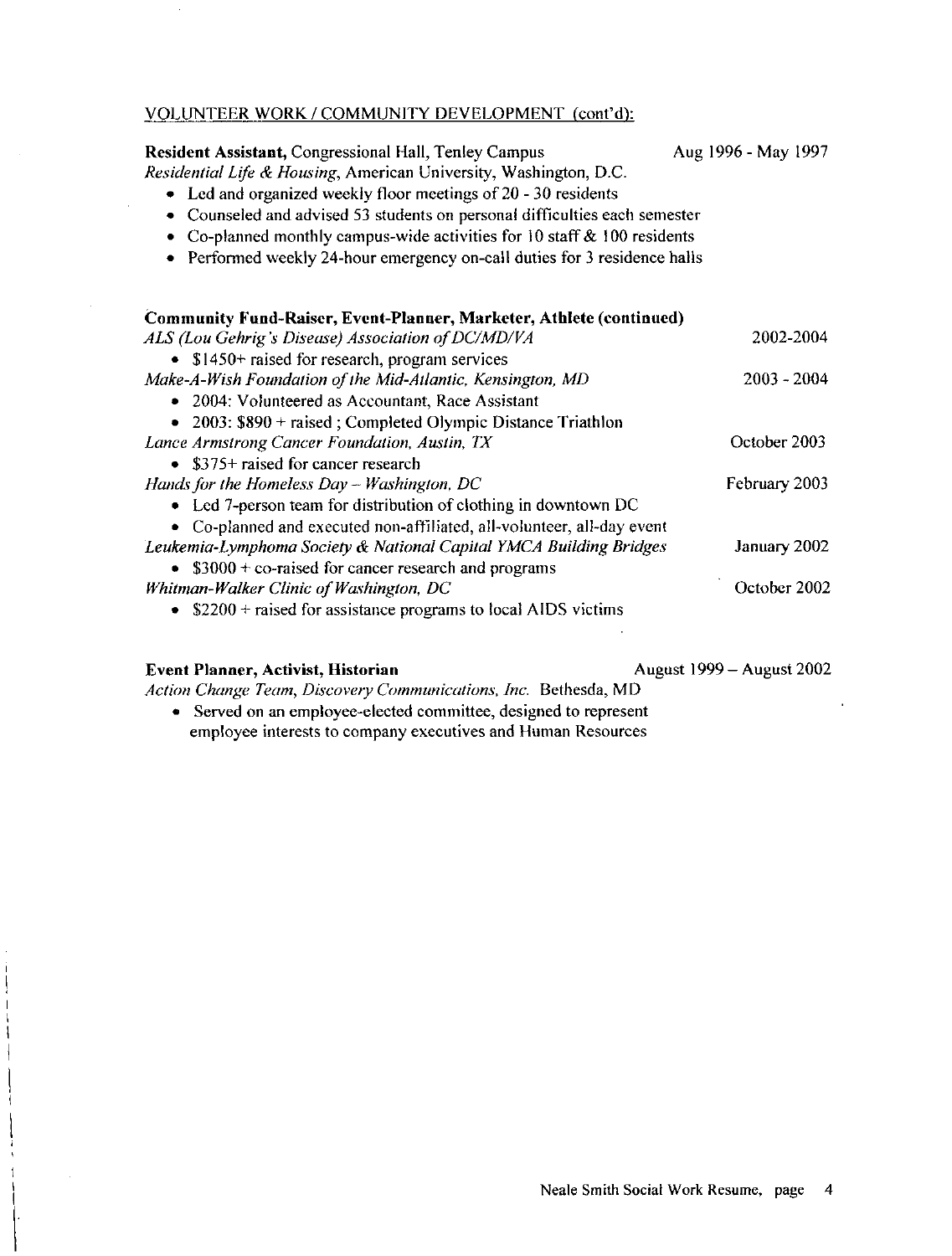## VOLUNTEER WORK / COMMUNITY DEVELOPMENT (cont'd):

**Resident Assistant,** Congressional Hall, Tenley Campus — Aug 1996 - May 1997
*Residential Life & Housing*, American University, Washington, D.C.

- Led and organized weekly floor meetings of 20 - 30 residents
- Counseled and advised 53 students on personal difficulties each semester
- Co-planned monthly campus-wide activities for 10 staff & 100 residents
- Performed weekly 24-hour emergency on-call duties for 3 residence halls

**Community Fund-Raiser, Event-Planner, Marketer, Athlete (continued)**

*ALS (Lou Gehrig's Disease) Association of DC/MD/VA* — 2002-2004

- $1450+ raised for research, program services

*Make-A-Wish Foundation of the Mid-Atlantic, Kensington, MD* — 2003 - 2004

- 2004: Volunteered as Accountant, Race Assistant
- 2003: $890 + raised ; Completed Olympic Distance Triathlon

*Lance Armstrong Cancer Foundation, Austin, TX* — October 2003

- $375+ raised for cancer research

*Hands for the Homeless Day – Washington, DC* — February 2003

- Led 7-person team for distribution of clothing in downtown DC
- Co-planned and executed non-affiliated, all-volunteer, all-day event

*Leukemia-Lymphoma Society & National Capital YMCA Building Bridges* — January 2002

- $3000 + co-raised for cancer research and programs

*Whitman-Walker Clinic of Washington, DC* — October 2002

- $2200 + raised for assistance programs to local AIDS victims

**Event Planner, Activist, Historian** — August 1999 – August 2002
*Action Change Team, Discovery Communications, Inc.* Bethesda, MD

- Served on an employee-elected committee, designed to represent employee interests to company executives and Human Resources